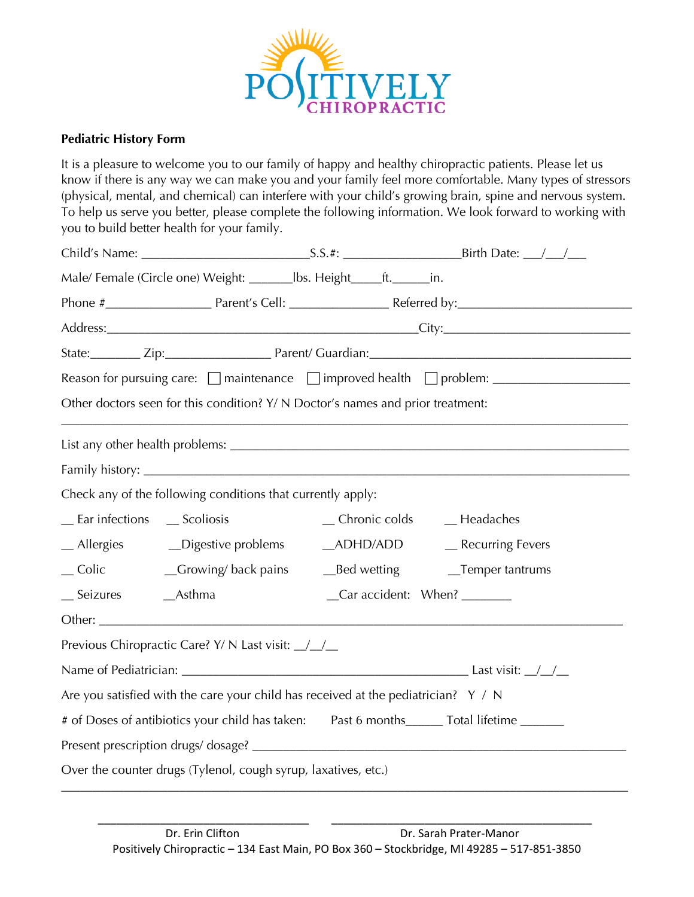POSITIVELY CHIROPRACTIC

**Pediatric History Form**

It is a pleasure to welcome you to our family of happy and healthy chiropractic patients. Please let us know if there is any way we can make you and your family feel more comfortable. Many types of stressors (physical, mental, and chemical) can interfere with your child's growing brain, spine and nervous system. To help us serve you better, please complete the following information. We look forward to working with you to build better health for your family.

Child's Name: _________________________ S.S.#: __________________ Birth Date: ___/___/___

Male/ Female (Circle one) Weight: _______lbs. Height_____ft.______in.

Phone #________________ Parent's Cell: _______________ Referred by:___________________________

Address:_________________________________________________City:_____________________________

State:________ Zip:________________ Parent/ Guardian:_________________________________________

Reason for pursuing care: ☐ maintenance ☐ improved health ☐ problem: _____________________

Other doctors seen for this condition? Y/ N Doctor's names and prior treatment:

_____________________________________________________________________________________

List any other health problems: _______________________________________________________________

Family history: ______________________________________________________________________________

Check any of the following conditions that currently apply:

__ Ear infections __ Scoliosis __ Chronic colds __ Headaches

__ Allergies __Digestive problems __ADHD/ADD __ Recurring Fevers

__ Colic __Growing/ back pains __Bed wetting __Temper tantrums

__ Seizures __Asthma __Car accident: When? ________

Other: _____________________________________________________________________________________

Previous Chiropractic Care? Y/ N Last visit: __/__/__

Name of Pediatrician: _____________________________________________ Last visit: __/__/__

Are you satisfied with the care your child has received at the pediatrician? Y / N

# of Doses of antibiotics your child has taken: Past 6 months______ Total lifetime _______

Present prescription drugs/ dosage? ______________________________________________________________

Over the counter drugs (Tylenol, cough syrup, laxatives, etc.)

_____________________________________________________________________________________

_________________________________ _________________________________

Dr. Erin Clifton Dr. Sarah Prater-Manor

Positively Chiropractic – 134 East Main, PO Box 360 – Stockbridge, MI 49285 – 517-851-3850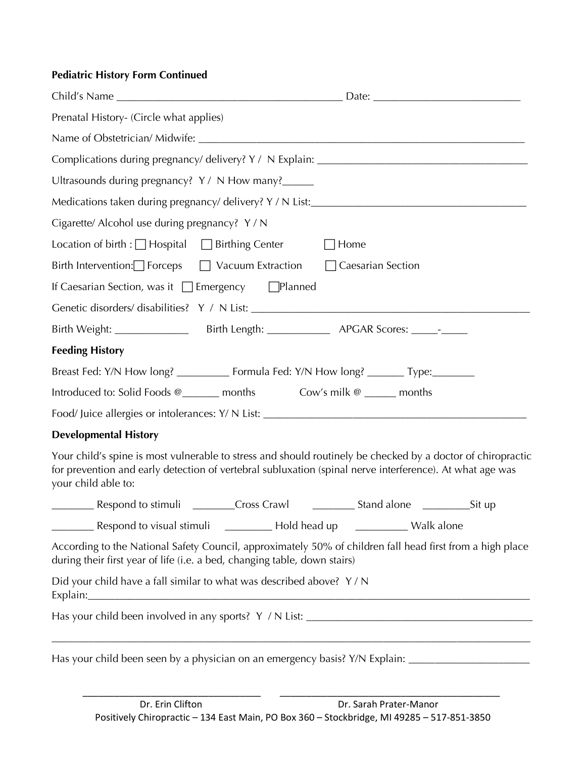**Pediatric History Form Continued**

Child's Name ________________________________________ Date: __________________________

Prenatal History- (Circle what applies)

Name of Obstetrician/ Midwife: _________________________________________________________

Complications during pregnancy/ delivery? Y / N Explain: ____________________________________

Ultrasounds during pregnancy? Y / N How many?______

Medications taken during pregnancy/ delivery? Y / N List:_____________________________________

Cigarette/ Alcohol use during pregnancy? Y / N

Location of birth : ☐ Hospital ☐ Birthing Center ☐ Home

Birth Intervention: ☐ Forceps ☐ Vacuum Extraction ☐ Caesarian Section

If Caesarian Section, was it ☐ Emergency ☐ Planned

Genetic disorders/ disabilities? Y / N List: ______________________________________________

Birth Weight: _____________ Birth Length: ___________ APGAR Scores: _____-_____

**Feeding History**

Breast Fed: Y/N How long? _________ Formula Fed: Y/N How long? _______ Type:________

Introduced to: Solid Foods @_______ months Cow's milk @ ______ months

Food/ Juice allergies or intolerances: Y/ N List: ____________________________________________

**Developmental History**

Your child's spine is most vulnerable to stress and should routinely be checked by a doctor of chiropractic for prevention and early detection of vertebral subluxation (spinal nerve interference). At what age was your child able to:

________ Respond to stimuli ________Cross Crawl ________ Stand alone ________Sit up

________ Respond to visual stimuli ________ Hold head up _________ Walk alone

According to the National Safety Council, approximately 50% of children fall head first from a high place during their first year of life (i.e. a bed, changing table, down stairs)

Did your child have a fall similar to what was described above? Y / N
Explain:______________________________________________________________________________

Has your child been involved in any sports? Y / N List: _______________________________________

_______________________________________________________________________________________

Has your child been seen by a physician on an emergency basis? Y/N Explain: ______________________

_______________________________ _______________________________________
Dr. Erin Clifton Dr. Sarah Prater-Manor

Positively Chiropractic – 134 East Main, PO Box 360 – Stockbridge, MI 49285 – 517-851-3850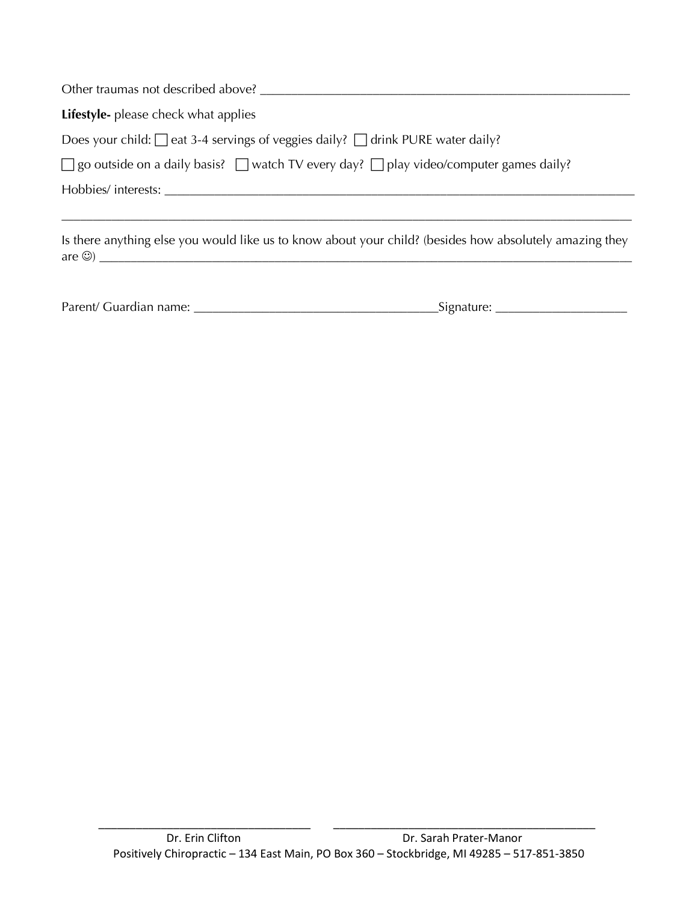Other traumas not described above? ___________________________________________________________

**Lifestyle-** please check what applies

Does your child: ☐ eat 3-4 servings of veggies daily? ☐ drink PURE water daily?

☐ go outside on a daily basis? ☐ watch TV every day? ☐ play video/computer games daily?

Hobbies/ interests: ___________________________________________________________________________

_____________________________________________________________________________________________

Is there anything else you would like us to know about your child? (besides how absolutely amazing they are ☺) ________________________________________________________________________________

Parent/ Guardian name: _____________________________________Signature: ___________________

___________________________________ Dr. Erin Clifton

___________________________________ Dr. Sarah Prater-Manor

Positively Chiropractic – 134 East Main, PO Box 360 – Stockbridge, MI 49285 – 517-851-3850